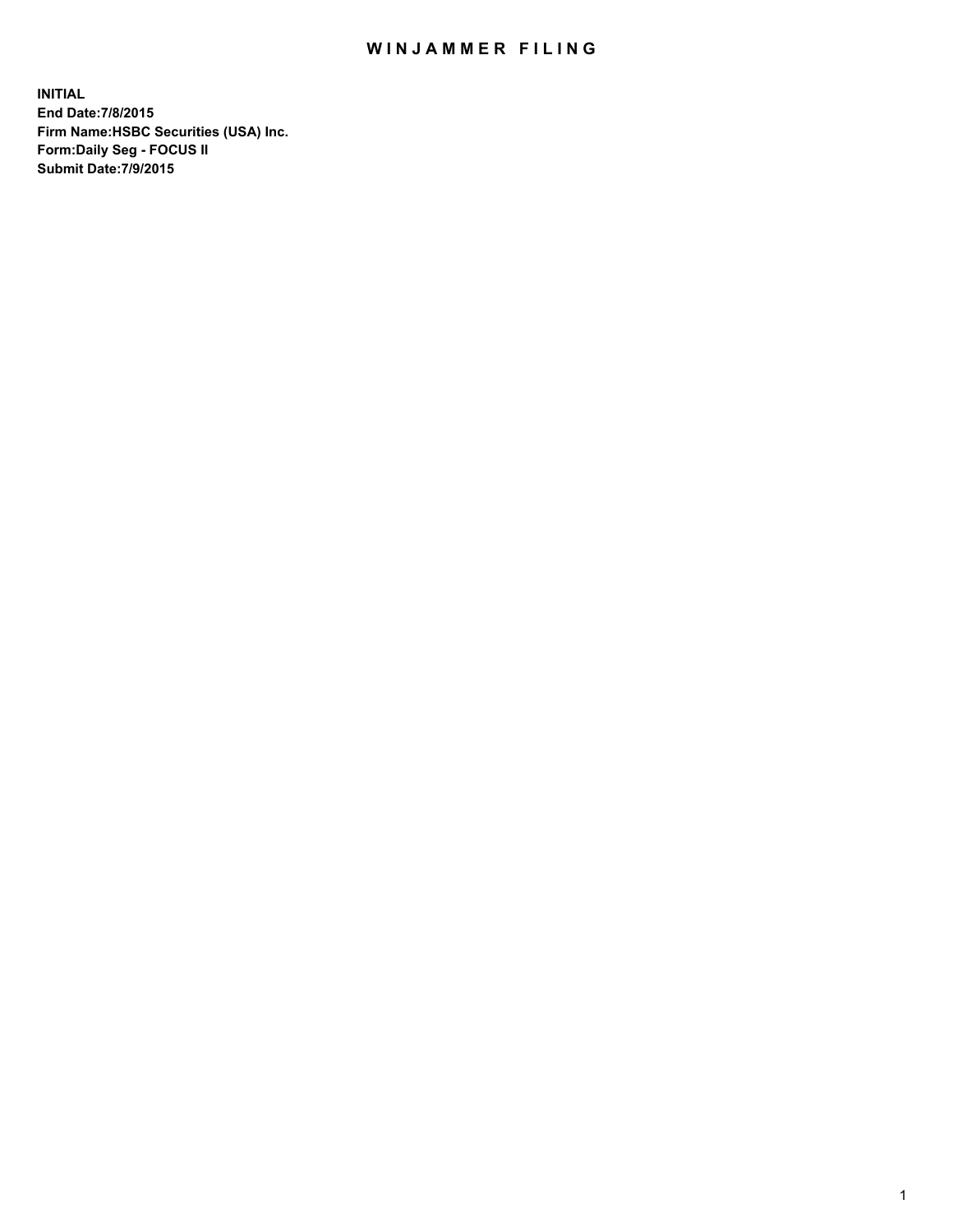# WINJAMMER FILING

**INITIAL**
**End Date:7/8/2015**
**Firm Name:HSBC Securities (USA) Inc.**
**Form:Daily Seg - FOCUS II**
**Submit Date:7/9/2015**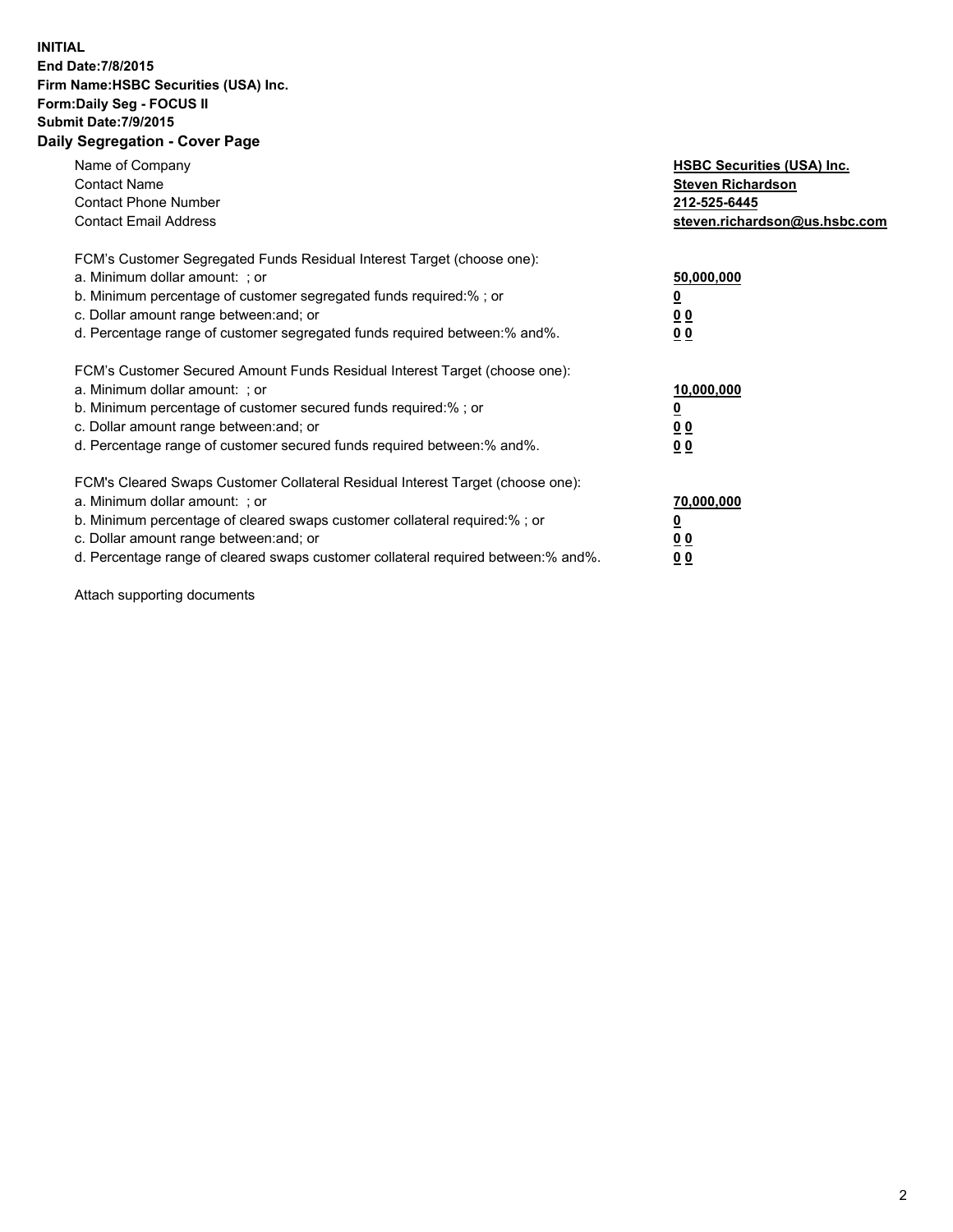**INITIAL**
**End Date:7/8/2015**
**Firm Name:HSBC Securities (USA) Inc.**
**Form:Daily Seg - FOCUS II**
**Submit Date:7/9/2015**

## Daily Segregation - Cover Page

| | |
|---|---|
| Name of Company | **HSBC Securities (USA) Inc.** |
| Contact Name | **Steven Richardson** |
| Contact Phone Number | **212-525-6445** |
| Contact Email Address | **steven.richardson@us.hsbc.com** |

FCM's Customer Segregated Funds Residual Interest Target (choose one):

| | |
|---|---|
| a. Minimum dollar amount: ; or | **50,000,000** |
| b. Minimum percentage of customer segregated funds required:% ; or | **0** |
| c. Dollar amount range between:and; or | **0 0** |
| d. Percentage range of customer segregated funds required between:% and%. | **0 0** |

FCM's Customer Secured Amount Funds Residual Interest Target (choose one):

| | |
|---|---|
| a. Minimum dollar amount: ; or | **10,000,000** |
| b. Minimum percentage of customer secured funds required:% ; or | **0** |
| c. Dollar amount range between:and; or | **0 0** |
| d. Percentage range of customer secured funds required between:% and%. | **0 0** |

FCM's Cleared Swaps Customer Collateral Residual Interest Target (choose one):

| | |
|---|---|
| a. Minimum dollar amount: ; or | **70,000,000** |
| b. Minimum percentage of cleared swaps customer collateral required:% ; or | **0** |
| c. Dollar amount range between:and; or | **0 0** |
| d. Percentage range of cleared swaps customer collateral required between:% and%. | **0 0** |

Attach supporting documents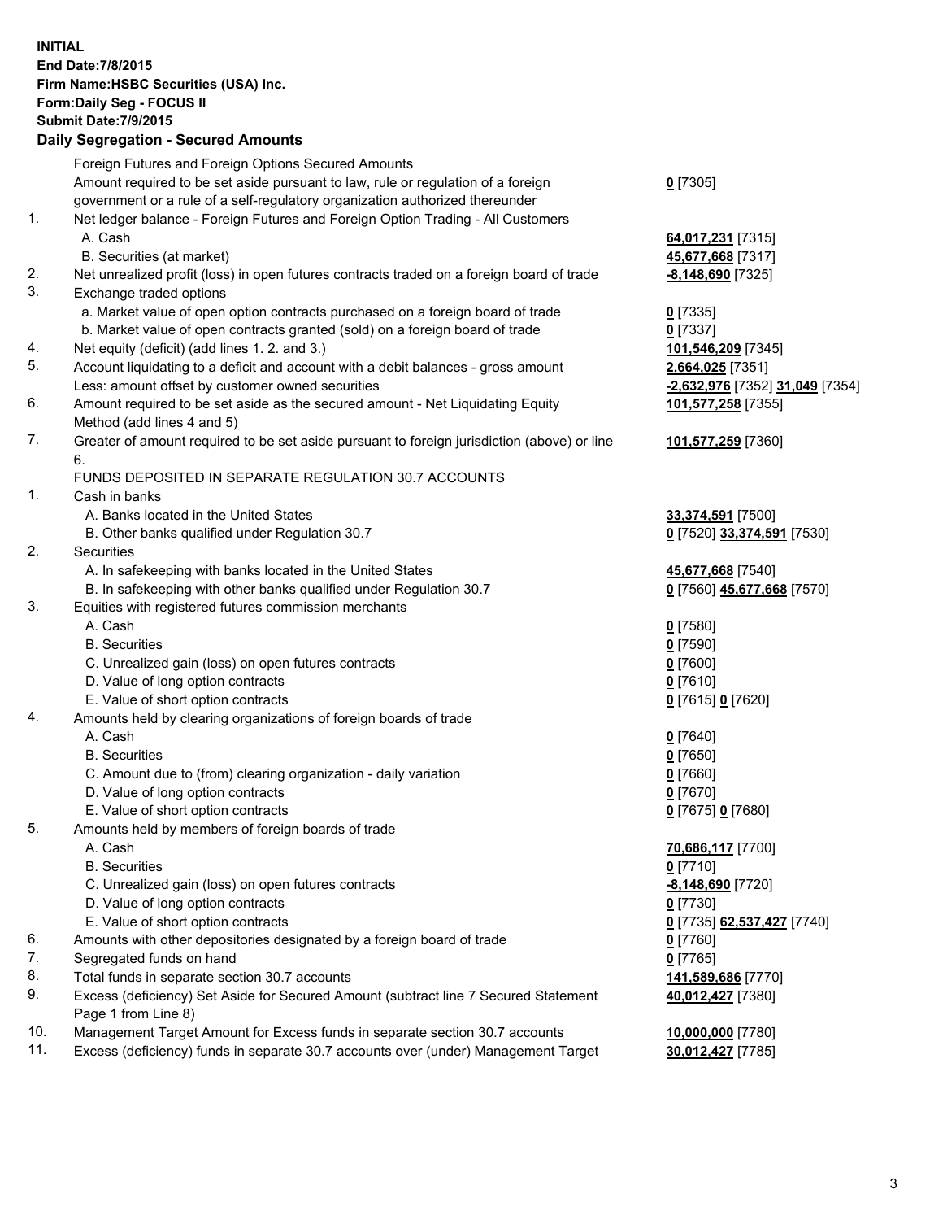**INITIAL**
**End Date:7/8/2015**
**Firm Name:HSBC Securities (USA) Inc.**
**Form:Daily Seg - FOCUS II**
**Submit Date:7/9/2015**

## Daily Segregation - Secured Amounts

| | | |
|---|---|---|
| | Foreign Futures and Foreign Options Secured Amounts | |
| | Amount required to be set aside pursuant to law, rule or regulation of a foreign government or a rule of a self-regulatory organization authorized thereunder | 0 [7305] |
| 1. | Net ledger balance - Foreign Futures and Foreign Option Trading - All Customers | |
| | A. Cash | 64,017,231 [7315] |
| | B. Securities (at market) | 45,677,668 [7317] |
| 2. | Net unrealized profit (loss) in open futures contracts traded on a foreign board of trade | -8,148,690 [7325] |
| 3. | Exchange traded options | |
| | a. Market value of open option contracts purchased on a foreign board of trade | 0 [7335] |
| | b. Market value of open contracts granted (sold) on a foreign board of trade | 0 [7337] |
| 4. | Net equity (deficit) (add lines 1. 2. and 3.) | 101,546,209 [7345] |
| 5. | Account liquidating to a deficit and account with a debit balances - gross amount | 2,664,025 [7351] |
| | Less: amount offset by customer owned securities | -2,632,976 [7352] 31,049 [7354] |
| 6. | Amount required to be set aside as the secured amount - Net Liquidating Equity Method (add lines 4 and 5) | 101,577,258 [7355] |
| 7. | Greater of amount required to be set aside pursuant to foreign jurisdiction (above) or line 6. | 101,577,259 [7360] |
| | FUNDS DEPOSITED IN SEPARATE REGULATION 30.7 ACCOUNTS | |
| 1. | Cash in banks | |
| | A. Banks located in the United States | 33,374,591 [7500] |
| | B. Other banks qualified under Regulation 30.7 | 0 [7520] 33,374,591 [7530] |
| 2. | Securities | |
| | A. In safekeeping with banks located in the United States | 45,677,668 [7540] |
| | B. In safekeeping with other banks qualified under Regulation 30.7 | 0 [7560] 45,677,668 [7570] |
| 3. | Equities with registered futures commission merchants | |
| | A. Cash | 0 [7580] |
| | B. Securities | 0 [7590] |
| | C. Unrealized gain (loss) on open futures contracts | 0 [7600] |
| | D. Value of long option contracts | 0 [7610] |
| | E. Value of short option contracts | 0 [7615] 0 [7620] |
| 4. | Amounts held by clearing organizations of foreign boards of trade | |
| | A. Cash | 0 [7640] |
| | B. Securities | 0 [7650] |
| | C. Amount due to (from) clearing organization - daily variation | 0 [7660] |
| | D. Value of long option contracts | 0 [7670] |
| | E. Value of short option contracts | 0 [7675] 0 [7680] |
| 5. | Amounts held by members of foreign boards of trade | |
| | A. Cash | 70,686,117 [7700] |
| | B. Securities | 0 [7710] |
| | C. Unrealized gain (loss) on open futures contracts | -8,148,690 [7720] |
| | D. Value of long option contracts | 0 [7730] |
| | E. Value of short option contracts | 0 [7735] 62,537,427 [7740] |
| 6. | Amounts with other depositories designated by a foreign board of trade | 0 [7760] |
| 7. | Segregated funds on hand | 0 [7765] |
| 8. | Total funds in separate section 30.7 accounts | 141,589,686 [7770] |
| 9. | Excess (deficiency) Set Aside for Secured Amount (subtract line 7 Secured Statement Page 1 from Line 8) | 40,012,427 [7380] |
| 10. | Management Target Amount for Excess funds in separate section 30.7 accounts | 10,000,000 [7780] |
| 11. | Excess (deficiency) funds in separate 30.7 accounts over (under) Management Target | 30,012,427 [7785] |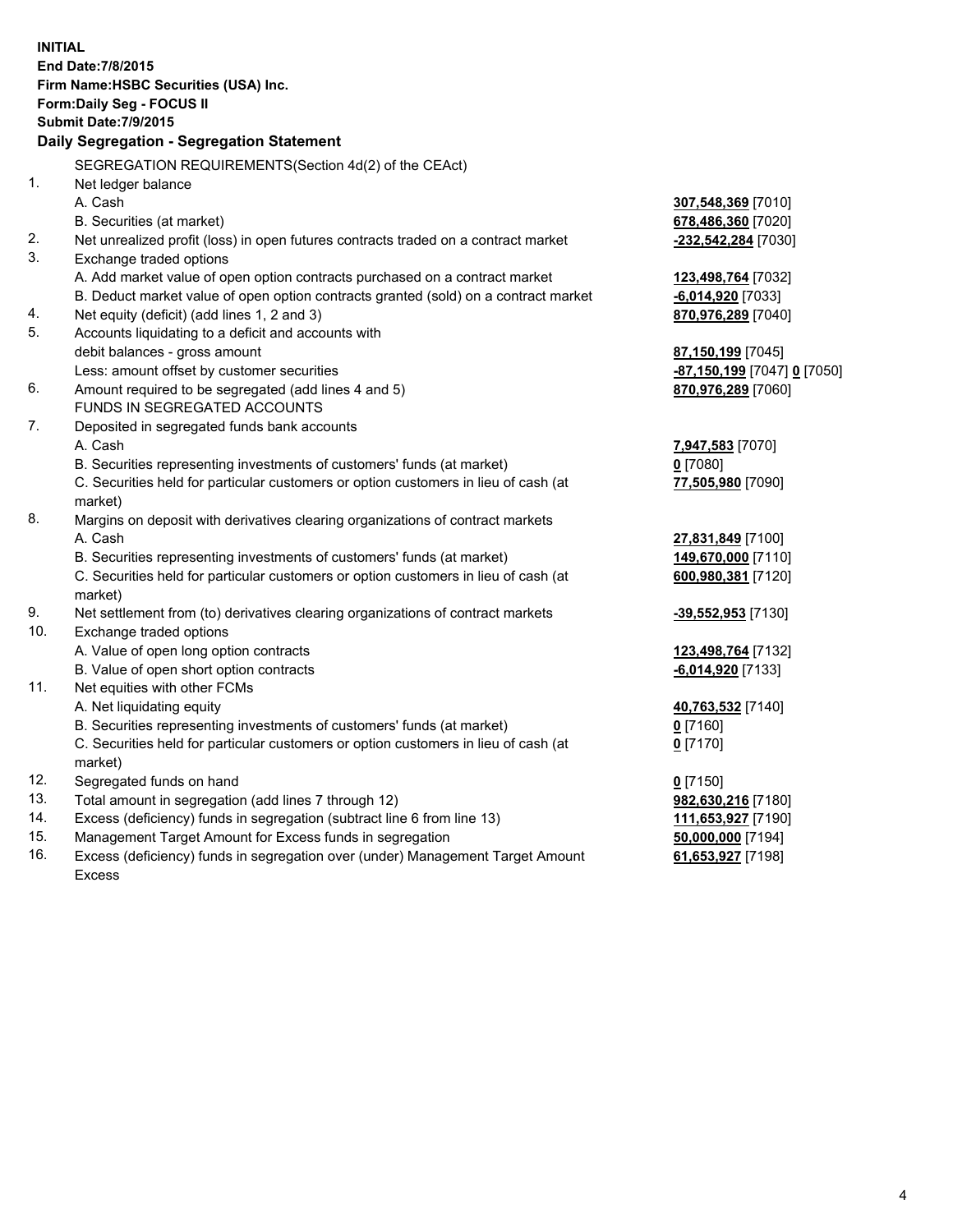**INITIAL**
**End Date:7/8/2015**
**Firm Name:HSBC Securities (USA) Inc.**
**Form:Daily Seg - FOCUS II**
**Submit Date:7/9/2015**

## Daily Segregation - Segregation Statement

SEGREGATION REQUIREMENTS(Section 4d(2) of the CEAct)

| | | |
|---|---|---|
| 1. | Net ledger balance | |
| | A. Cash | **307,548,369** [7010] |
| | B. Securities (at market) | **678,486,360** [7020] |
| 2. | Net unrealized profit (loss) in open futures contracts traded on a contract market | **-232,542,284** [7030] |
| 3. | Exchange traded options | |
| | A. Add market value of open option contracts purchased on a contract market | **123,498,764** [7032] |
| | B. Deduct market value of open option contracts granted (sold) on a contract market | **-6,014,920** [7033] |
| 4. | Net equity (deficit) (add lines 1, 2 and 3) | **870,976,289** [7040] |
| 5. | Accounts liquidating to a deficit and accounts with | |
| | debit balances - gross amount | **87,150,199** [7045] |
| | Less: amount offset by customer securities | **-87,150,199** [7047] **0** [7050] |
| 6. | Amount required to be segregated (add lines 4 and 5) | **870,976,289** [7060] |
| | FUNDS IN SEGREGATED ACCOUNTS | |
| 7. | Deposited in segregated funds bank accounts | |
| | A. Cash | **7,947,583** [7070] |
| | B. Securities representing investments of customers' funds (at market) | **0** [7080] |
| | C. Securities held for particular customers or option customers in lieu of cash (at market) | **77,505,980** [7090] |
| 8. | Margins on deposit with derivatives clearing organizations of contract markets | |
| | A. Cash | **27,831,849** [7100] |
| | B. Securities representing investments of customers' funds (at market) | **149,670,000** [7110] |
| | C. Securities held for particular customers or option customers in lieu of cash (at market) | **600,980,381** [7120] |
| 9. | Net settlement from (to) derivatives clearing organizations of contract markets | **-39,552,953** [7130] |
| 10. | Exchange traded options | |
| | A. Value of open long option contracts | **123,498,764** [7132] |
| | B. Value of open short option contracts | **-6,014,920** [7133] |
| 11. | Net equities with other FCMs | |
| | A. Net liquidating equity | **40,763,532** [7140] |
| | B. Securities representing investments of customers' funds (at market) | **0** [7160] |
| | C. Securities held for particular customers or option customers in lieu of cash (at market) | **0** [7170] |
| 12. | Segregated funds on hand | **0** [7150] |
| 13. | Total amount in segregation (add lines 7 through 12) | **982,630,216** [7180] |
| 14. | Excess (deficiency) funds in segregation (subtract line 6 from line 13) | **111,653,927** [7190] |
| 15. | Management Target Amount for Excess funds in segregation | **50,000,000** [7194] |
| 16. | Excess (deficiency) funds in segregation over (under) Management Target Amount Excess | **61,653,927** [7198] |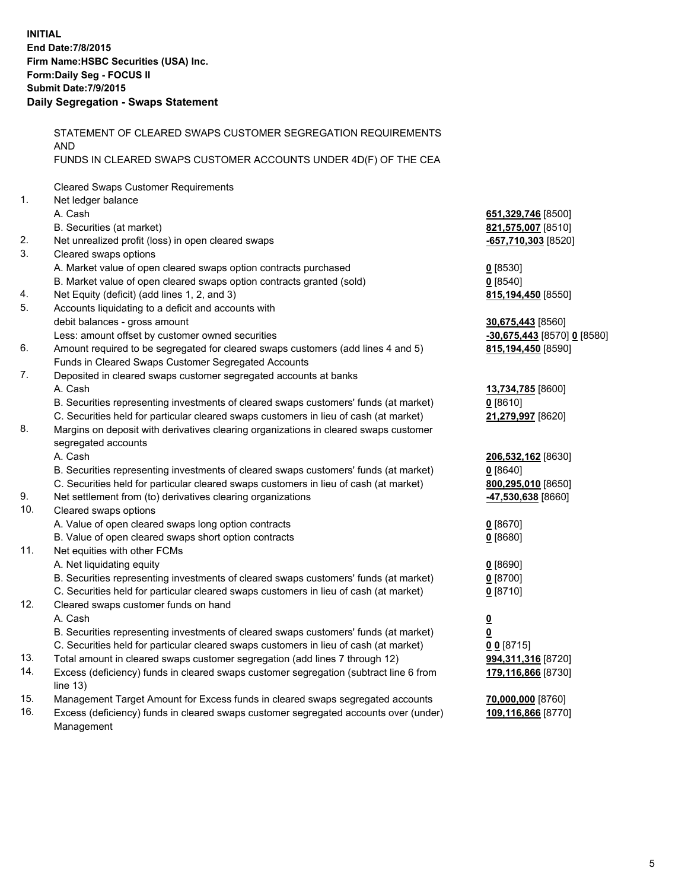**INITIAL**
**End Date:7/8/2015**
**Firm Name:HSBC Securities (USA) Inc.**
**Form:Daily Seg - FOCUS II**
**Submit Date:7/9/2015**
**Daily Segregation - Swaps Statement**

STATEMENT OF CLEARED SWAPS CUSTOMER SEGREGATION REQUIREMENTS AND FUNDS IN CLEARED SWAPS CUSTOMER ACCOUNTS UNDER 4D(F) OF THE CEA

| | | |
|---|---|---|
| | Cleared Swaps Customer Requirements | |
| 1. | Net ledger balance | |
| | A. Cash | **651,329,746** [8500] |
| | B. Securities (at market) | **821,575,007** [8510] |
| 2. | Net unrealized profit (loss) in open cleared swaps | **-657,710,303** [8520] |
| 3. | Cleared swaps options | |
| | A. Market value of open cleared swaps option contracts purchased | **0** [8530] |
| | B. Market value of open cleared swaps option contracts granted (sold) | **0** [8540] |
| 4. | Net Equity (deficit) (add lines 1, 2, and 3) | **815,194,450** [8550] |
| 5. | Accounts liquidating to a deficit and accounts with debit balances - gross amount | **30,675,443** [8560] |
| | Less: amount offset by customer owned securities | **-30,675,443** [8570] **0** [8580] |
| 6. | Amount required to be segregated for cleared swaps customers (add lines 4 and 5) | **815,194,450** [8590] |
| | Funds in Cleared Swaps Customer Segregated Accounts | |
| 7. | Deposited in cleared swaps customer segregated accounts at banks | |
| | A. Cash | **13,734,785** [8600] |
| | B. Securities representing investments of cleared swaps customers' funds (at market) | **0** [8610] |
| | C. Securities held for particular cleared swaps customers in lieu of cash (at market) | **21,279,997** [8620] |
| 8. | Margins on deposit with derivatives clearing organizations in cleared swaps customer segregated accounts | |
| | A. Cash | **206,532,162** [8630] |
| | B. Securities representing investments of cleared swaps customers' funds (at market) | **0** [8640] |
| | C. Securities held for particular cleared swaps customers in lieu of cash (at market) | **800,295,010** [8650] |
| 9. | Net settlement from (to) derivatives clearing organizations | **-47,530,638** [8660] |
| 10. | Cleared swaps options | |
| | A. Value of open cleared swaps long option contracts | **0** [8670] |
| | B. Value of open cleared swaps short option contracts | **0** [8680] |
| 11. | Net equities with other FCMs | |
| | A. Net liquidating equity | **0** [8690] |
| | B. Securities representing investments of cleared swaps customers' funds (at market) | **0** [8700] |
| | C. Securities held for particular cleared swaps customers in lieu of cash (at market) | **0** [8710] |
| 12. | Cleared swaps customer funds on hand | |
| | A. Cash | **0** |
| | B. Securities representing investments of cleared swaps customers' funds (at market) | **0** |
| | C. Securities held for particular cleared swaps customers in lieu of cash (at market) | **0** **0** [8715] |
| 13. | Total amount in cleared swaps customer segregation (add lines 7 through 12) | **994,311,316** [8720] |
| 14. | Excess (deficiency) funds in cleared swaps customer segregation (subtract line 6 from line 13) | **179,116,866** [8730] |
| 15. | Management Target Amount for Excess funds in cleared swaps segregated accounts | **70,000,000** [8760] |
| 16. | Excess (deficiency) funds in cleared swaps customer segregated accounts over (under) Management | **109,116,866** [8770] |